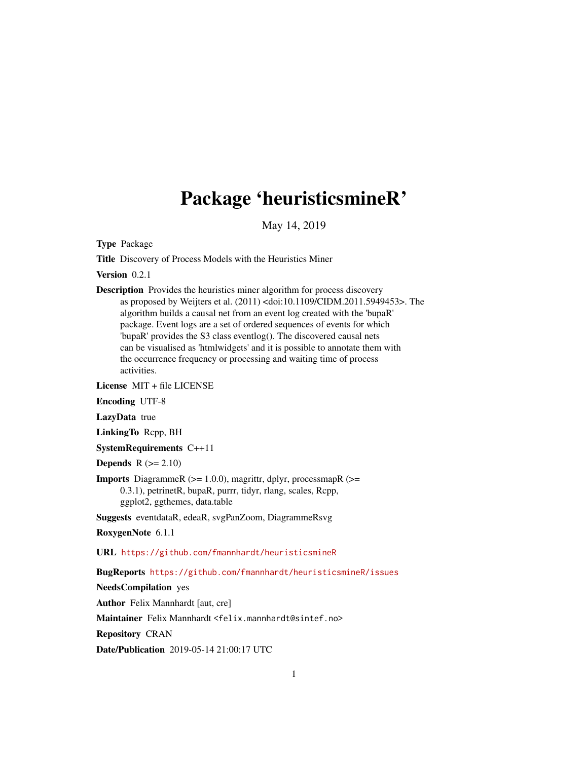# Package 'heuristicsmineR'

May 14, 2019

**Type** Package

**Title** Discovery of Process Models with the Heuristics Miner

**Version** 0.2.1

**Description** Provides the heuristics miner algorithm for process discovery as proposed by Weijters et al. (2011) <doi:10.1109/CIDM.2011.5949453>. The algorithm builds a causal net from an event log created with the 'bupaR' package. Event logs are a set of ordered sequences of events for which 'bupaR' provides the S3 class eventlog(). The discovered causal nets can be visualised as 'htmlwidgets' and it is possible to annotate them with the occurrence frequency or processing and waiting time of process activities.

**License** MIT + file LICENSE

**Encoding** UTF-8

**LazyData** true

**LinkingTo** Rcpp, BH

**SystemRequirements** C++11

**Depends** R (>= 2.10)

**Imports** DiagrammeR (>= 1.0.0), magrittr, dplyr, processmapR (>= 0.3.1), petrinetR, bupaR, purrr, tidyr, rlang, scales, Rcpp, ggplot2, ggthemes, data.table

**Suggests** eventdataR, edeaR, svgPanZoom, DiagrammeRsvg

**RoxygenNote** 6.1.1

**URL** https://github.com/fmannhardt/heuristicsmineR

**BugReports** https://github.com/fmannhardt/heuristicsmineR/issues

**NeedsCompilation** yes

**Author** Felix Mannhardt [aut, cre]

**Maintainer** Felix Mannhardt <felix.mannhardt@sintef.no>

**Repository** CRAN

**Date/Publication** 2019-05-14 21:00:17 UTC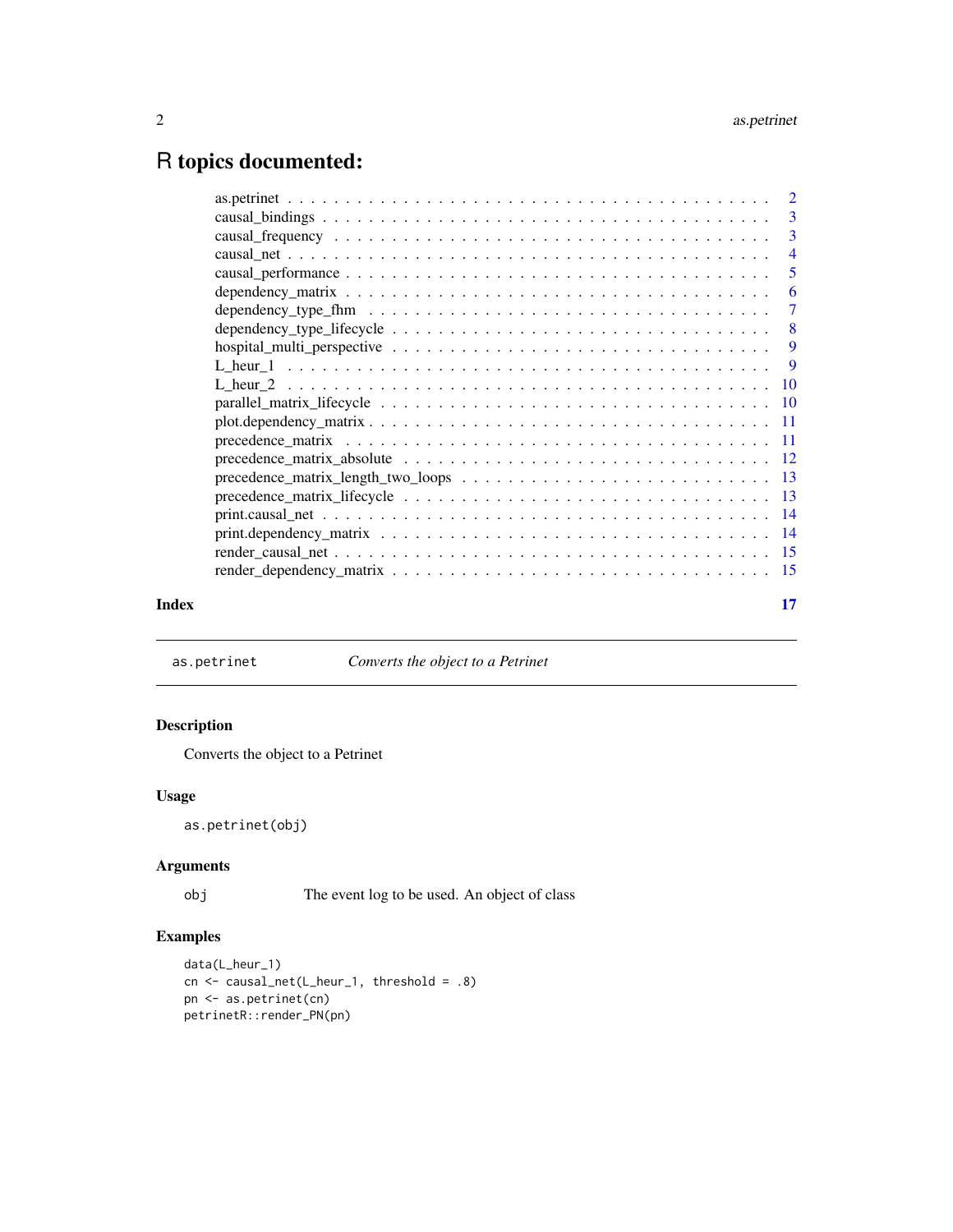# R topics documented:

| | |
|---|---|
| as.petrinet | 2 |
| causal_bindings | 3 |
| causal_frequency | 3 |
| causal_net | 4 |
| causal_performance | 5 |
| dependency_matrix | 6 |
| dependency_type_fhm | 7 |
| dependency_type_lifecycle | 8 |
| hospital_multi_perspective | 9 |
| L_heur_1 | 9 |
| L_heur_2 | 10 |
| parallel_matrix_lifecycle | 10 |
| plot.dependency_matrix | 11 |
| precedence_matrix | 11 |
| precedence_matrix_absolute | 12 |
| precedence_matrix_length_two_loops | 13 |
| precedence_matrix_lifecycle | 13 |
| print.causal_net | 14 |
| print.dependency_matrix | 14 |
| render_causal_net | 15 |
| render_dependency_matrix | 15 |

**Index** 17

---

`as.petrinet` *Converts the object to a Petrinet*

---

## Description

Converts the object to a Petrinet

## Usage

```
as.petrinet(obj)
```

## Arguments

`obj` The event log to be used. An object of class

## Examples

```
data(L_heur_1)
cn <- causal_net(L_heur_1, threshold = .8)
pn <- as.petrinet(cn)
petrinetR::render_PN(pn)
```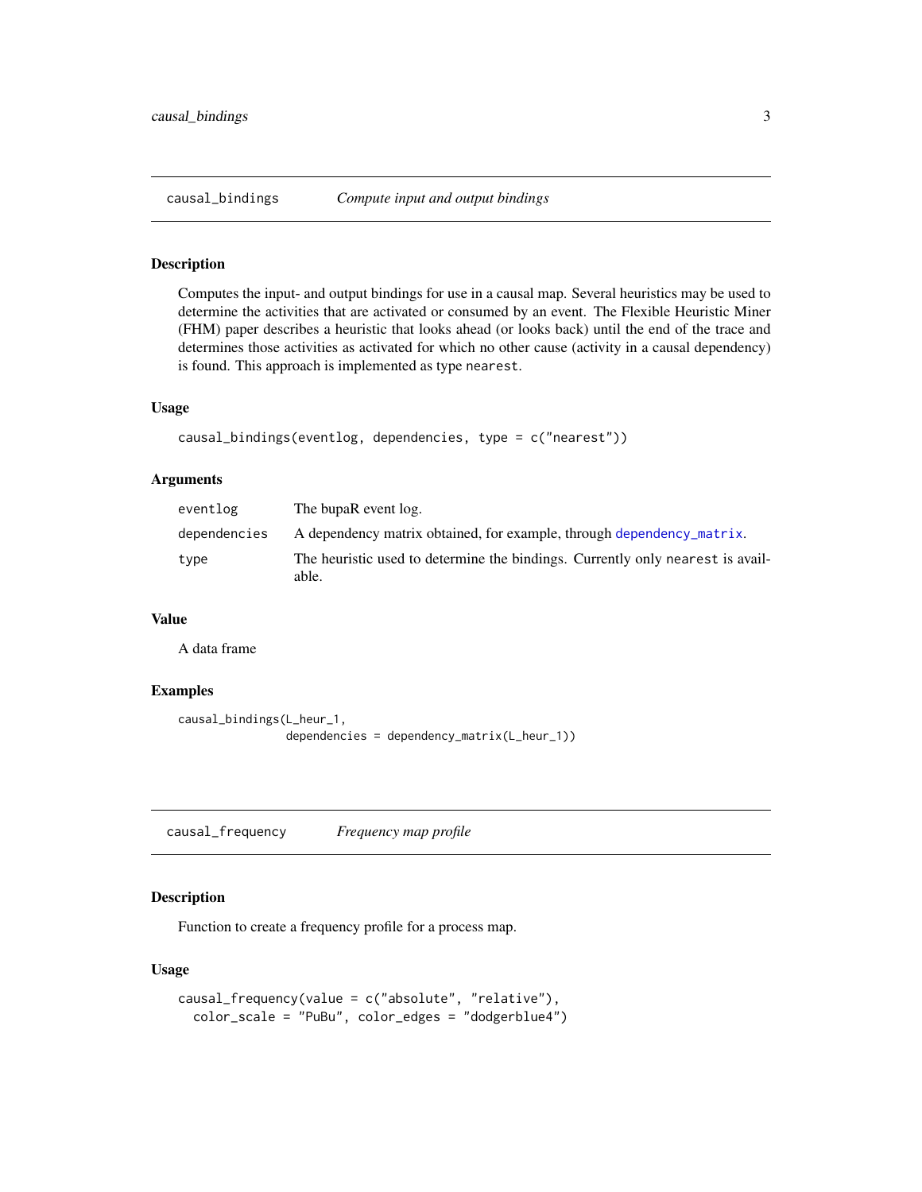## causal_bindings *Compute input and output bindings*

### Description

Computes the input- and output bindings for use in a causal map. Several heuristics may be used to determine the activities that are activated or consumed by an event. The Flexible Heuristic Miner (FHM) paper describes a heuristic that looks ahead (or looks back) until the end of the trace and determines those activities as activated for which no other cause (activity in a causal dependency) is found. This approach is implemented as type `nearest`.

### Usage

```
causal_bindings(eventlog, dependencies, type = c("nearest"))
```

### Arguments

| Argument | Description |
|---|---|
| eventlog | The bupaR event log. |
| dependencies | A dependency matrix obtained, for example, through `dependency_matrix`. |
| type | The heuristic used to determine the bindings. Currently only `nearest` is available. |

### Value

A data frame

### Examples

```
causal_bindings(L_heur_1,
                dependencies = dependency_matrix(L_heur_1))
```

## causal_frequency *Frequency map profile*

### Description

Function to create a frequency profile for a process map.

### Usage

```
causal_frequency(value = c("absolute", "relative"),
  color_scale = "PuBu", color_edges = "dodgerblue4")
```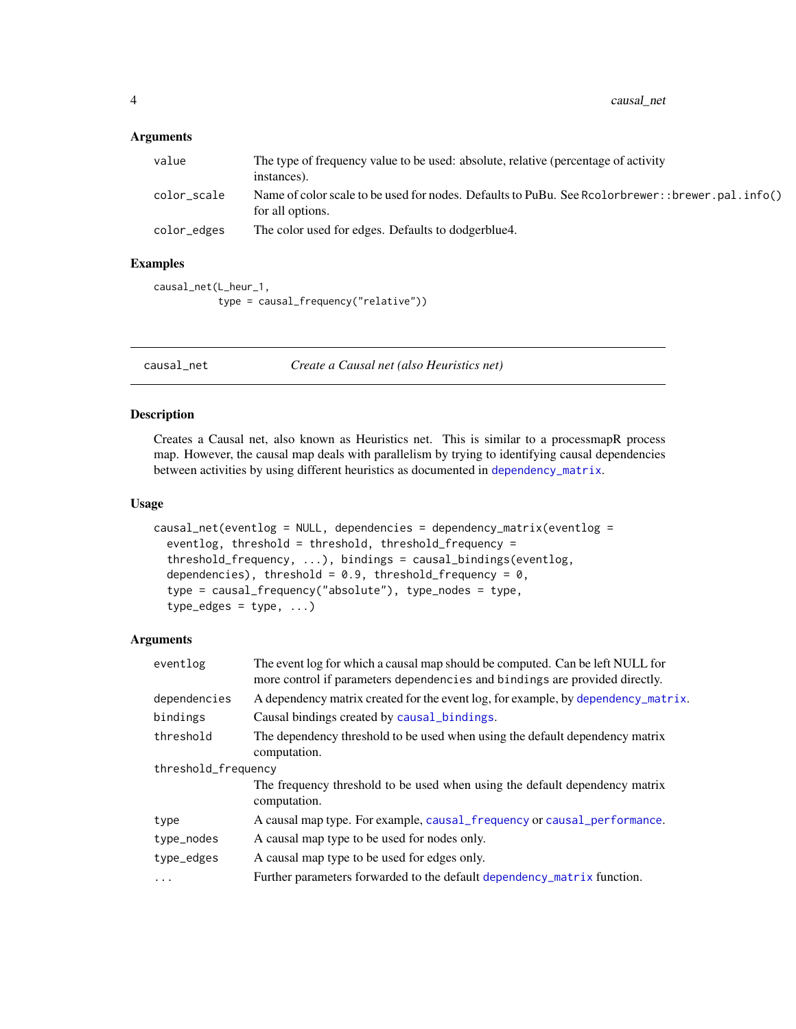### Arguments

| | |
|---|---|
| value | The type of frequency value to be used: absolute, relative (percentage of activity instances). |
| color_scale | Name of color scale to be used for nodes. Defaults to PuBu. See Rcolorbrewer::brewer.pal.info() for all options. |
| color_edges | The color used for edges. Defaults to dodgerblue4. |

### Examples

```
causal_net(L_heur_1,
           type = causal_frequency("relative"))
```

---

## causal_net &nbsp;&nbsp;&nbsp; *Create a Causal net (also Heuristics net)*

---

### Description

Creates a Causal net, also known as Heuristics net. This is similar to a processmapR process map. However, the causal map deals with parallelism by trying to identifying causal dependencies between activities by using different heuristics as documented in dependency_matrix.

### Usage

```
causal_net(eventlog = NULL, dependencies = dependency_matrix(eventlog =
  eventlog, threshold = threshold, threshold_frequency =
  threshold_frequency, ...), bindings = causal_bindings(eventlog,
  dependencies), threshold = 0.9, threshold_frequency = 0,
  type = causal_frequency("absolute"), type_nodes = type,
  type_edges = type, ...)
```

### Arguments

| | |
|---|---|
| eventlog | The event log for which a causal map should be computed. Can be left NULL for more control if parameters dependencies and bindings are provided directly. |
| dependencies | A dependency matrix created for the event log, for example, by dependency_matrix. |
| bindings | Causal bindings created by causal_bindings. |
| threshold | The dependency threshold to be used when using the default dependency matrix computation. |
| threshold_frequency | The frequency threshold to be used when using the default dependency matrix computation. |
| type | A causal map type. For example, causal_frequency or causal_performance. |
| type_nodes | A causal map type to be used for nodes only. |
| type_edges | A causal map type to be used for edges only. |
| ... | Further parameters forwarded to the default dependency_matrix function. |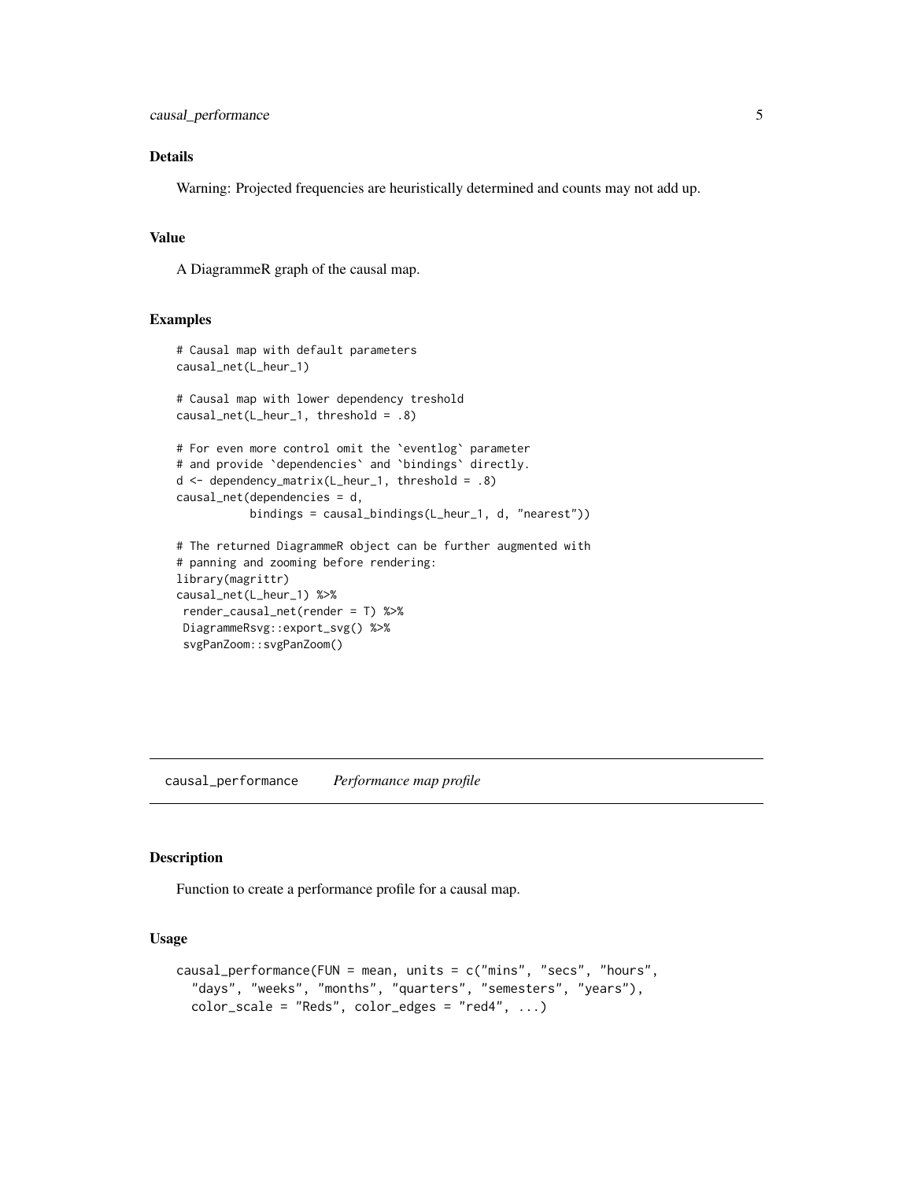### Details

Warning: Projected frequencies are heuristically determined and counts may not add up.

### Value

A DiagrammeR graph of the causal map.

### Examples

```
# Causal map with default parameters
causal_net(L_heur_1)

# Causal map with lower dependency treshold
causal_net(L_heur_1, threshold = .8)

# For even more control omit the `eventlog` parameter
# and provide `dependencies` and `bindings` directly.
d <- dependency_matrix(L_heur_1, threshold = .8)
causal_net(dependencies = d,
           bindings = causal_bindings(L_heur_1, d, "nearest"))

# The returned DiagrammeR object can be further augmented with
# panning and zooming before rendering:
library(magrittr)
causal_net(L_heur_1) %>%
 render_causal_net(render = T) %>%
 DiagrammeRsvg::export_svg() %>%
 svgPanZoom::svgPanZoom()
```

---

## causal_performance *Performance map profile*

### Description

Function to create a performance profile for a causal map.

### Usage

```
causal_performance(FUN = mean, units = c("mins", "secs", "hours",
  "days", "weeks", "months", "quarters", "semesters", "years"),
  color_scale = "Reds", color_edges = "red4", ...)
```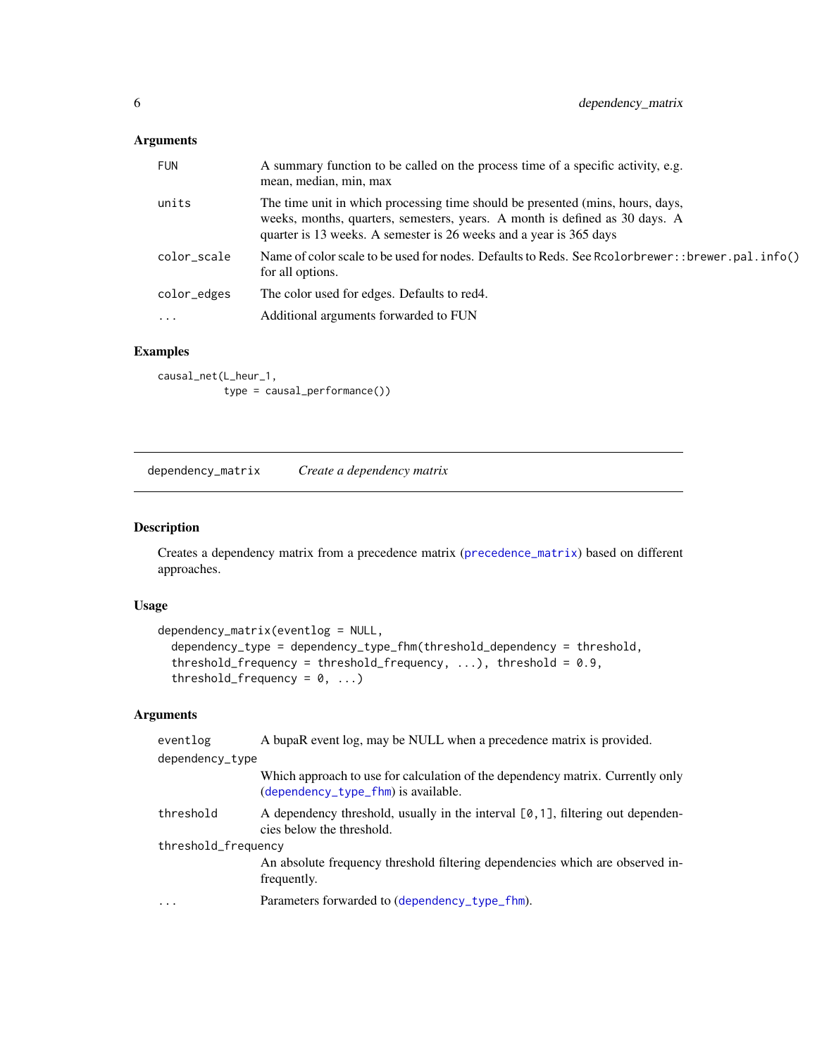### Arguments

| | |
|---|---|
| FUN | A summary function to be called on the process time of a specific activity, e.g. mean, median, min, max |
| units | The time unit in which processing time should be presented (mins, hours, days, weeks, months, quarters, semesters, years. A month is defined as 30 days. A quarter is 13 weeks. A semester is 26 weeks and a year is 365 days |
| color_scale | Name of color scale to be used for nodes. Defaults to Reds. See Rcolorbrewer::brewer.pal.info() for all options. |
| color_edges | The color used for edges. Defaults to red4. |
| ... | Additional arguments forwarded to FUN |

### Examples

```
causal_net(L_heur_1,
           type = causal_performance())
```

---

## dependency_matrix    *Create a dependency matrix*

---

### Description

Creates a dependency matrix from a precedence matrix (precedence_matrix) based on different approaches.

### Usage

```
dependency_matrix(eventlog = NULL,
  dependency_type = dependency_type_fhm(threshold_dependency = threshold,
  threshold_frequency = threshold_frequency, ...), threshold = 0.9,
  threshold_frequency = 0, ...)
```

### Arguments

| | |
|---|---|
| eventlog | A bupaR event log, may be NULL when a precedence matrix is provided. |
| dependency_type | Which approach to use for calculation of the dependency matrix. Currently only (dependency_type_fhm) is available. |
| threshold | A dependency threshold, usually in the interval [0,1], filtering out dependencies below the threshold. |
| threshold_frequency | An absolute frequency threshold filtering dependencies which are observed infrequently. |
| ... | Parameters forwarded to (dependency_type_fhm). |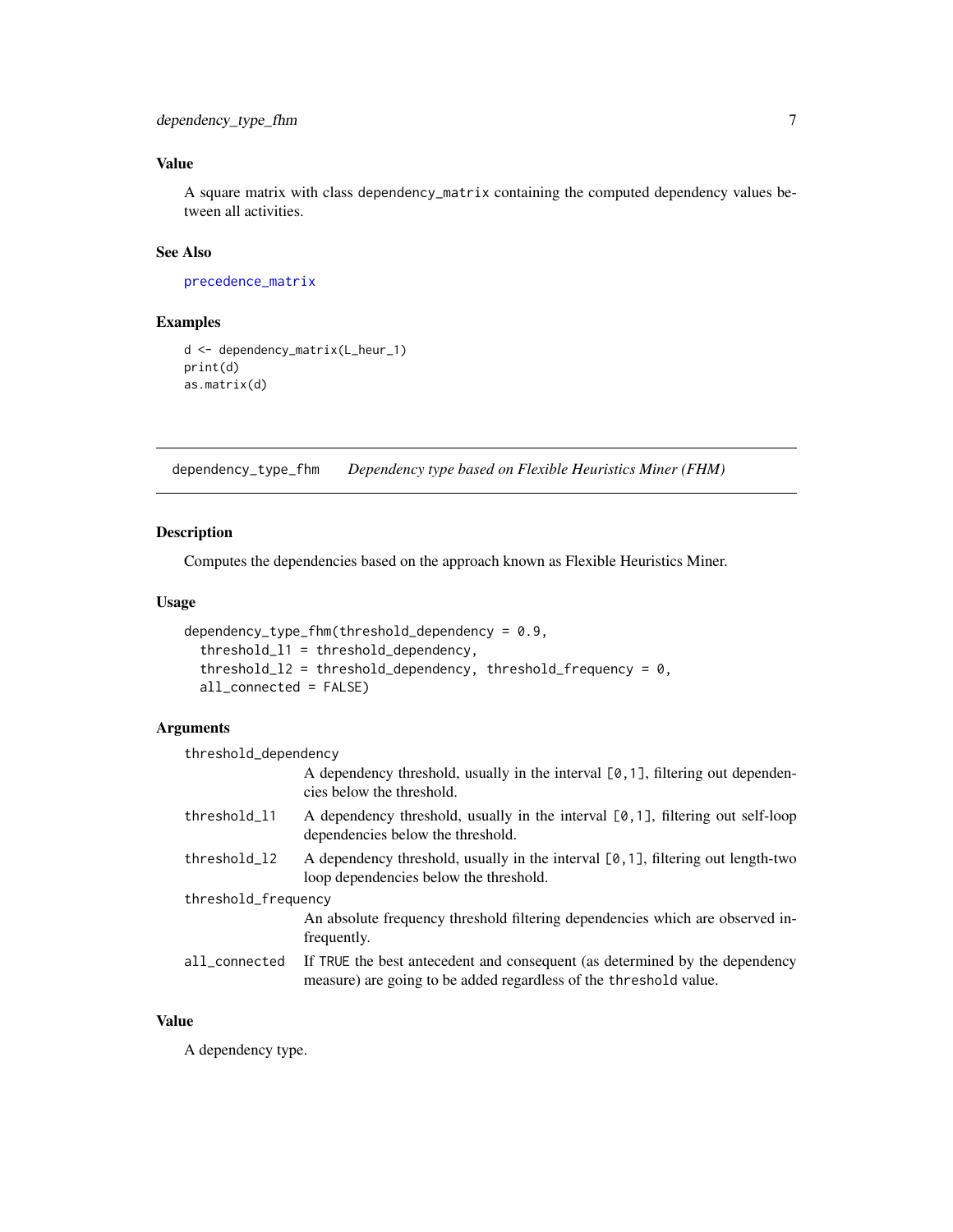### Value

A square matrix with class `dependency_matrix` containing the computed dependency values between all activities.

### See Also

[precedence_matrix]

### Examples

```
d <- dependency_matrix(L_heur_1)
print(d)
as.matrix(d)
```

## dependency_type_fhm *Dependency type based on Flexible Heuristics Miner (FHM)*

### Description

Computes the dependencies based on the approach known as Flexible Heuristics Miner.

### Usage

```
dependency_type_fhm(threshold_dependency = 0.9,
  threshold_l1 = threshold_dependency,
  threshold_l2 = threshold_dependency, threshold_frequency = 0,
  all_connected = FALSE)
```

### Arguments

| | |
|---|---|
| `threshold_dependency` | A dependency threshold, usually in the interval `[0,1]`, filtering out dependencies below the threshold. |
| `threshold_l1` | A dependency threshold, usually in the interval `[0,1]`, filtering out self-loop dependencies below the threshold. |
| `threshold_l2` | A dependency threshold, usually in the interval `[0,1]`, filtering out length-two loop dependencies below the threshold. |
| `threshold_frequency` | An absolute frequency threshold filtering dependencies which are observed infrequently. |
| `all_connected` | If `TRUE` the best antecedent and consequent (as determined by the dependency measure) are going to be added regardless of the `threshold` value. |

### Value

A dependency type.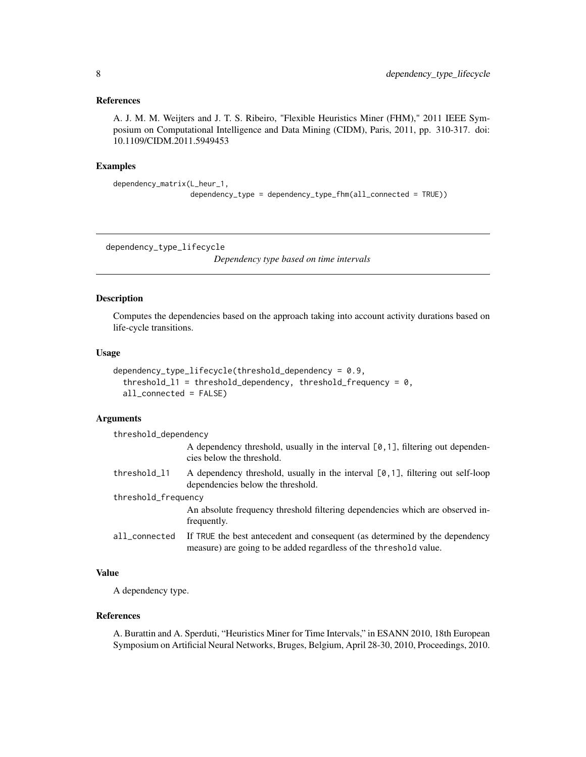## References

A. J. M. M. Weijters and J. T. S. Ribeiro, "Flexible Heuristics Miner (FHM)," 2011 IEEE Symposium on Computational Intelligence and Data Mining (CIDM), Paris, 2011, pp. 310-317. doi: 10.1109/CIDM.2011.5949453

## Examples

```
dependency_matrix(L_heur_1,
                  dependency_type = dependency_type_fhm(all_connected = TRUE))
```

---

# dependency_type_lifecycle

*Dependency type based on time intervals*

---

## Description

Computes the dependencies based on the approach taking into account activity durations based on life-cycle transitions.

## Usage

```
dependency_type_lifecycle(threshold_dependency = 0.9,
  threshold_l1 = threshold_dependency, threshold_frequency = 0,
  all_connected = FALSE)
```

## Arguments

**threshold_dependency**
A dependency threshold, usually in the interval [0,1], filtering out dependencies below the threshold.

**threshold_l1**
A dependency threshold, usually in the interval [0,1], filtering out self-loop dependencies below the threshold.

**threshold_frequency**
An absolute frequency threshold filtering dependencies which are observed infrequently.

**all_connected**
If TRUE the best antecedent and consequent (as determined by the dependency measure) are going to be added regardless of the threshold value.

## Value

A dependency type.

## References

A. Burattin and A. Sperduti, "Heuristics Miner for Time Intervals," in ESANN 2010, 18th European Symposium on Artificial Neural Networks, Bruges, Belgium, April 28-30, 2010, Proceedings, 2010.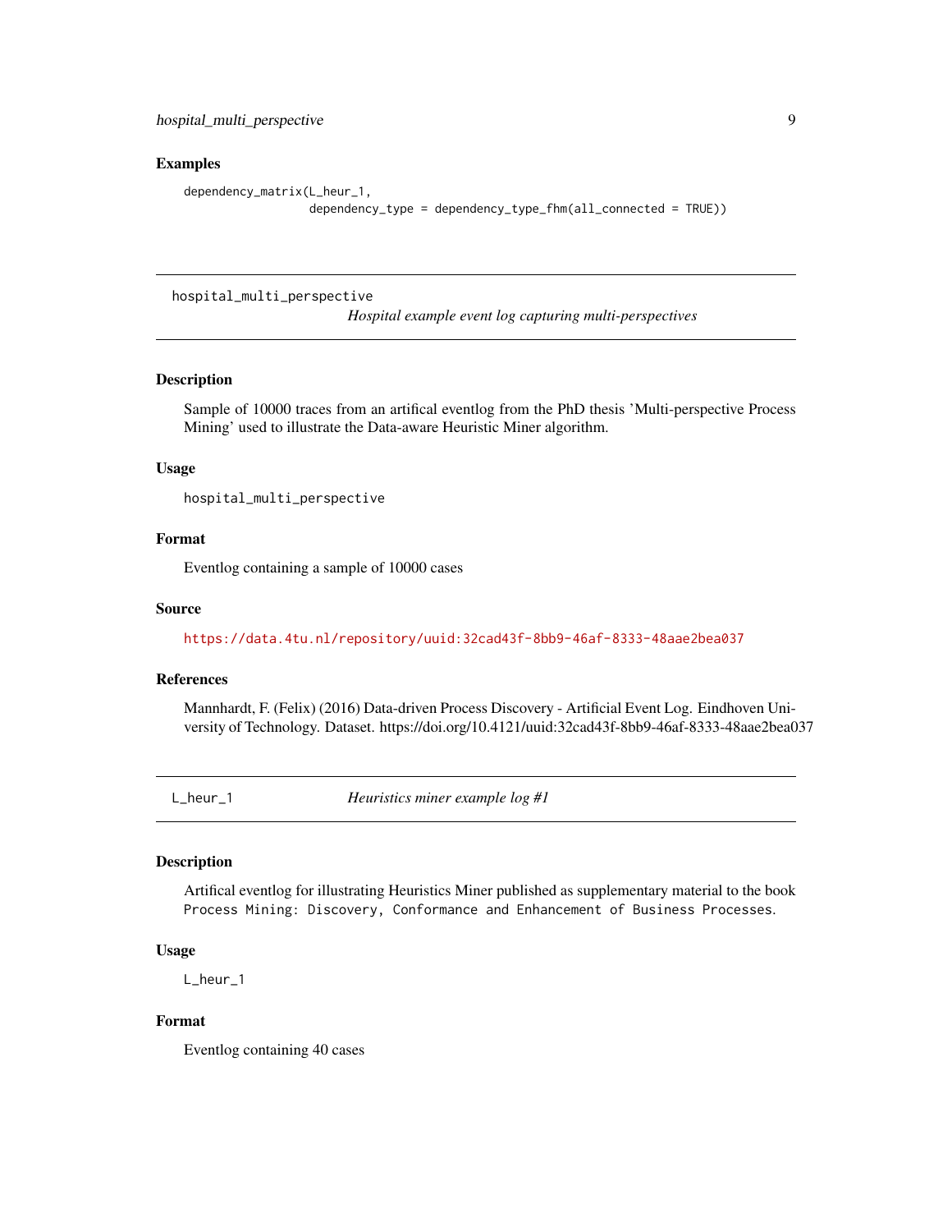### Examples

```
dependency_matrix(L_heur_1,
                  dependency_type = dependency_type_fhm(all_connected = TRUE))
```

---

## hospital_multi_perspective — *Hospital example event log capturing multi-perspectives*

---

### Description

Sample of 10000 traces from an artifical eventlog from the PhD thesis 'Multi-perspective Process Mining' used to illustrate the Data-aware Heuristic Miner algorithm.

### Usage

```
hospital_multi_perspective
```

### Format

Eventlog containing a sample of 10000 cases

### Source

https://data.4tu.nl/repository/uuid:32cad43f-8bb9-46af-8333-48aae2bea037

### References

Mannhardt, F. (Felix) (2016) Data-driven Process Discovery - Artificial Event Log. Eindhoven University of Technology. Dataset. https://doi.org/10.4121/uuid:32cad43f-8bb9-46af-8333-48aae2bea037

---

## L_heur_1 — *Heuristics miner example log #1*

---

### Description

Artifical eventlog for illustrating Heuristics Miner published as supplementary material to the book `Process Mining: Discovery, Conformance and Enhancement of Business Processes`.

### Usage

```
L_heur_1
```

### Format

Eventlog containing 40 cases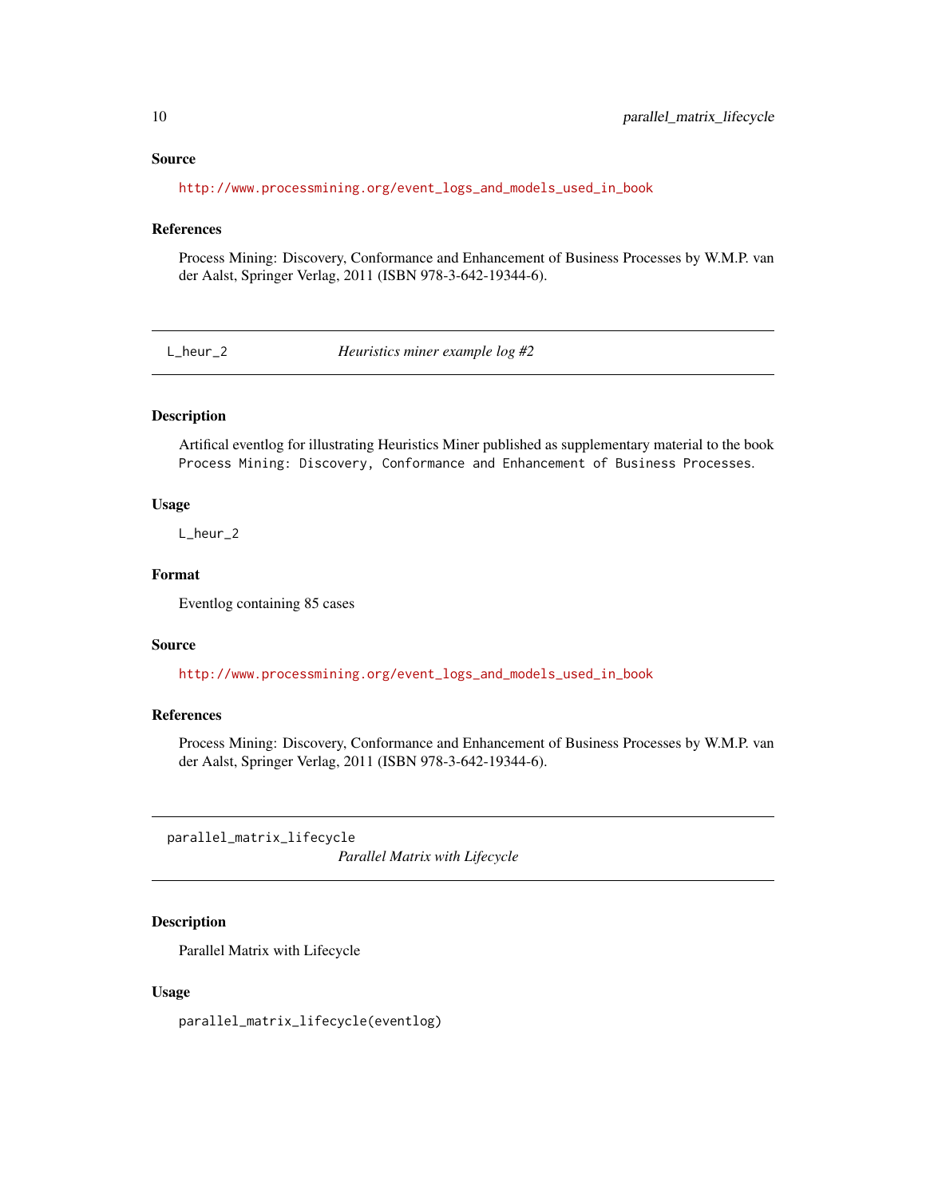### Source

http://www.processmining.org/event_logs_and_models_used_in_book

### References

Process Mining: Discovery, Conformance and Enhancement of Business Processes by W.M.P. van der Aalst, Springer Verlag, 2011 (ISBN 978-3-642-19344-6).

---

## L_heur_2 — *Heuristics miner example log #2*

### Description

Artifical eventlog for illustrating Heuristics Miner published as supplementary material to the book `Process Mining: Discovery, Conformance and Enhancement of Business Processes`.

### Usage

```
L_heur_2
```

### Format

Eventlog containing 85 cases

### Source

http://www.processmining.org/event_logs_and_models_used_in_book

### References

Process Mining: Discovery, Conformance and Enhancement of Business Processes by W.M.P. van der Aalst, Springer Verlag, 2011 (ISBN 978-3-642-19344-6).

---

## parallel_matrix_lifecycle — *Parallel Matrix with Lifecycle*

### Description

Parallel Matrix with Lifecycle

### Usage

```
parallel_matrix_lifecycle(eventlog)
```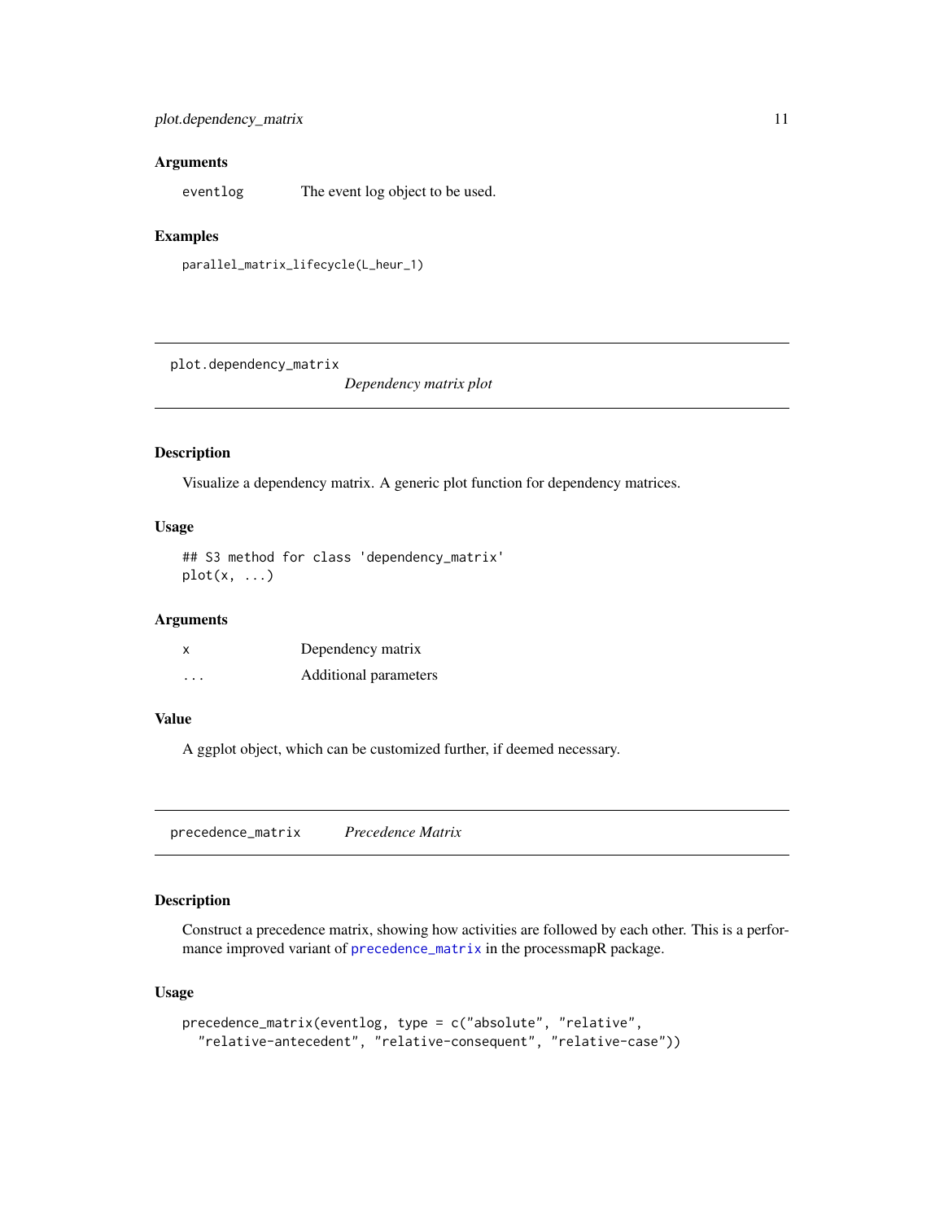### Arguments

| | |
|---|---|
| eventlog | The event log object to be used. |

### Examples

```
parallel_matrix_lifecycle(L_heur_1)
```

---

## plot.dependency_matrix — *Dependency matrix plot*

### Description

Visualize a dependency matrix. A generic plot function for dependency matrices.

### Usage

```
## S3 method for class 'dependency_matrix'
plot(x, ...)
```

### Arguments

| | |
|---|---|
| x | Dependency matrix |
| ... | Additional parameters |

### Value

A ggplot object, which can be customized further, if deemed necessary.

---

## precedence_matrix — *Precedence Matrix*

### Description

Construct a precedence matrix, showing how activities are followed by each other. This is a performance improved variant of `precedence_matrix` in the processmapR package.

### Usage

```
precedence_matrix(eventlog, type = c("absolute", "relative",
  "relative-antecedent", "relative-consequent", "relative-case"))
```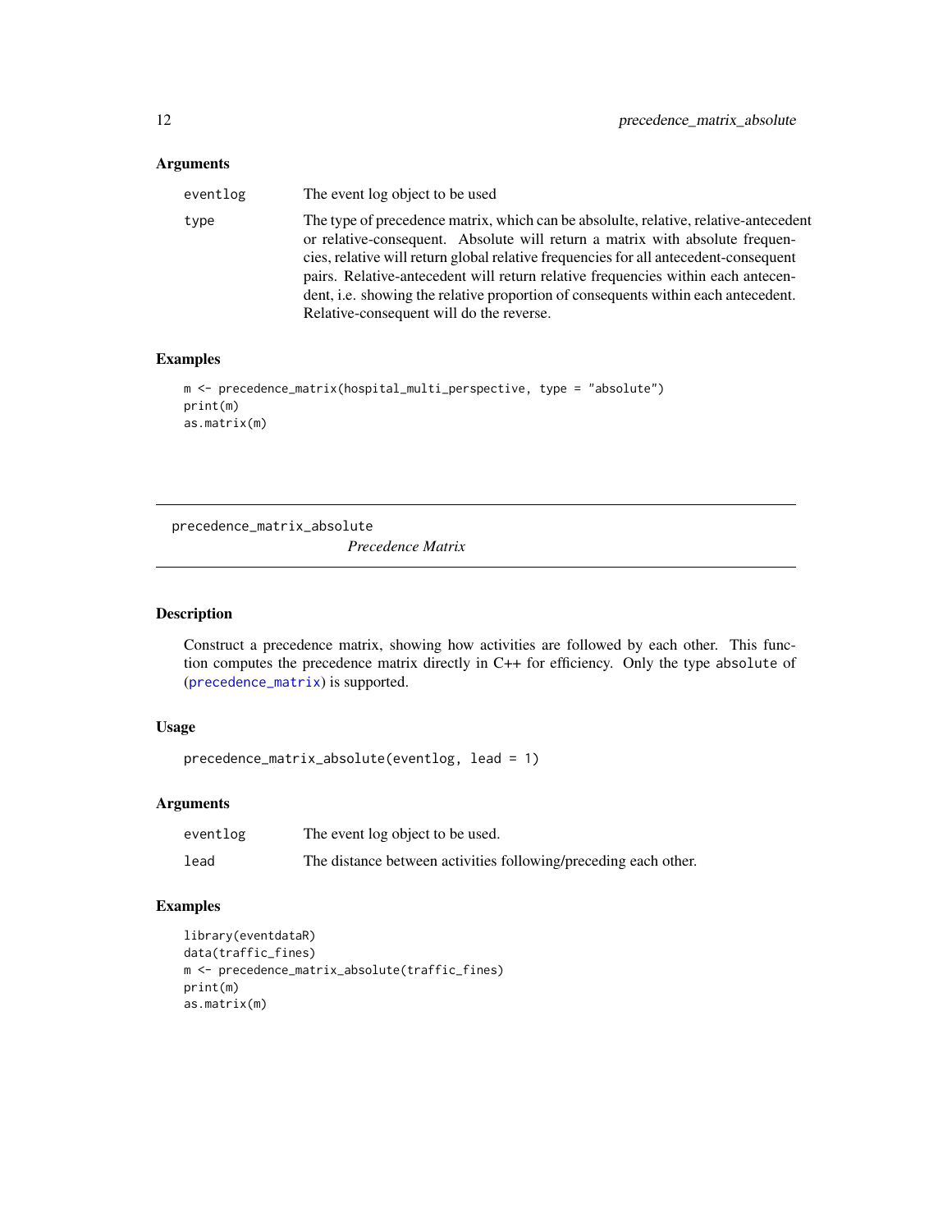### Arguments

| | |
|---|---|
| eventlog | The event log object to be used |
| type | The type of precedence matrix, which can be absolulte, relative, relative-antecedent or relative-consequent. Absolute will return a matrix with absolute frequencies, relative will return global relative frequencies for all antecedent-consequent pairs. Relative-antecedent will return relative frequencies within each antecedent, i.e. showing the relative proportion of consequents within each antecedent. Relative-consequent will do the reverse. |

### Examples

```
m <- precedence_matrix(hospital_multi_perspective, type = "absolute")
print(m)
as.matrix(m)
```

---

## precedence_matrix_absolute

*Precedence Matrix*

---

### Description

Construct a precedence matrix, showing how activities are followed by each other. This function computes the precedence matrix directly in C++ for efficiency. Only the type `absolute` of (precedence_matrix) is supported.

### Usage

```
precedence_matrix_absolute(eventlog, lead = 1)
```

### Arguments

| | |
|---|---|
| eventlog | The event log object to be used. |
| lead | The distance between activities following/preceding each other. |

### Examples

```
library(eventdataR)
data(traffic_fines)
m <- precedence_matrix_absolute(traffic_fines)
print(m)
as.matrix(m)
```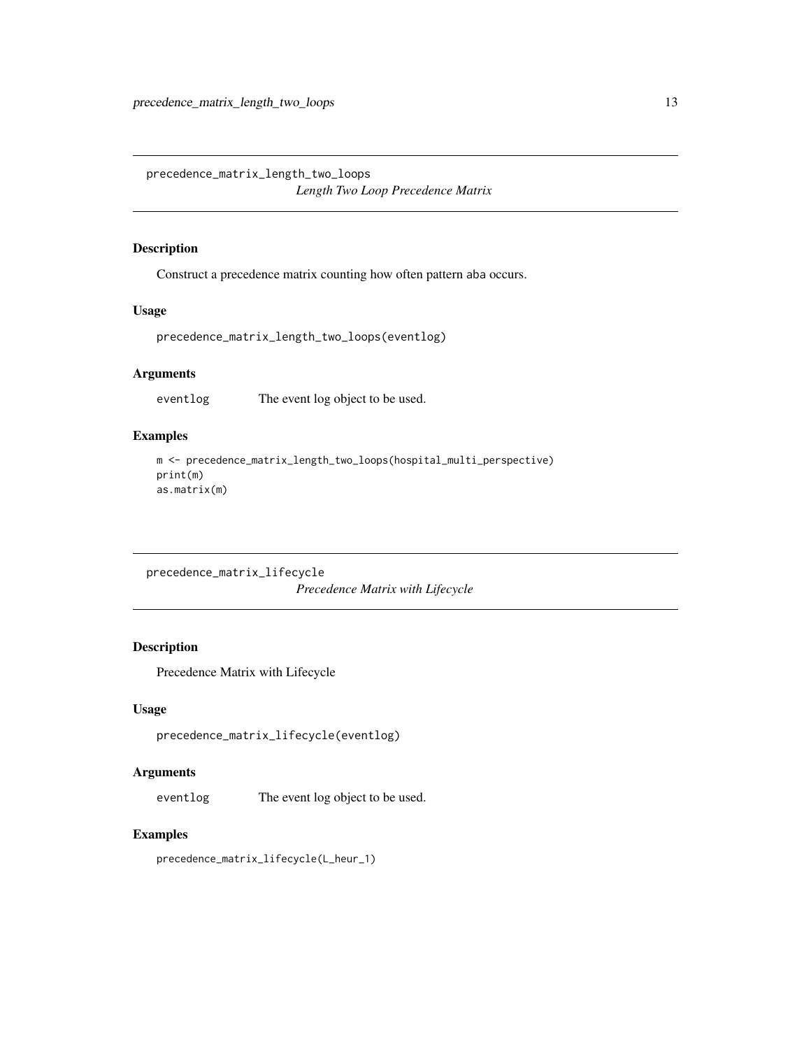## precedence_matrix_length_two_loops

*Length Two Loop Precedence Matrix*

### Description

Construct a precedence matrix counting how often pattern aba occurs.

### Usage

```
precedence_matrix_length_two_loops(eventlog)
```

### Arguments

`eventlog` The event log object to be used.

### Examples

```
m <- precedence_matrix_length_two_loops(hospital_multi_perspective)
print(m)
as.matrix(m)
```

## precedence_matrix_lifecycle

*Precedence Matrix with Lifecycle*

### Description

Precedence Matrix with Lifecycle

### Usage

```
precedence_matrix_lifecycle(eventlog)
```

### Arguments

`eventlog` The event log object to be used.

### Examples

```
precedence_matrix_lifecycle(L_heur_1)
```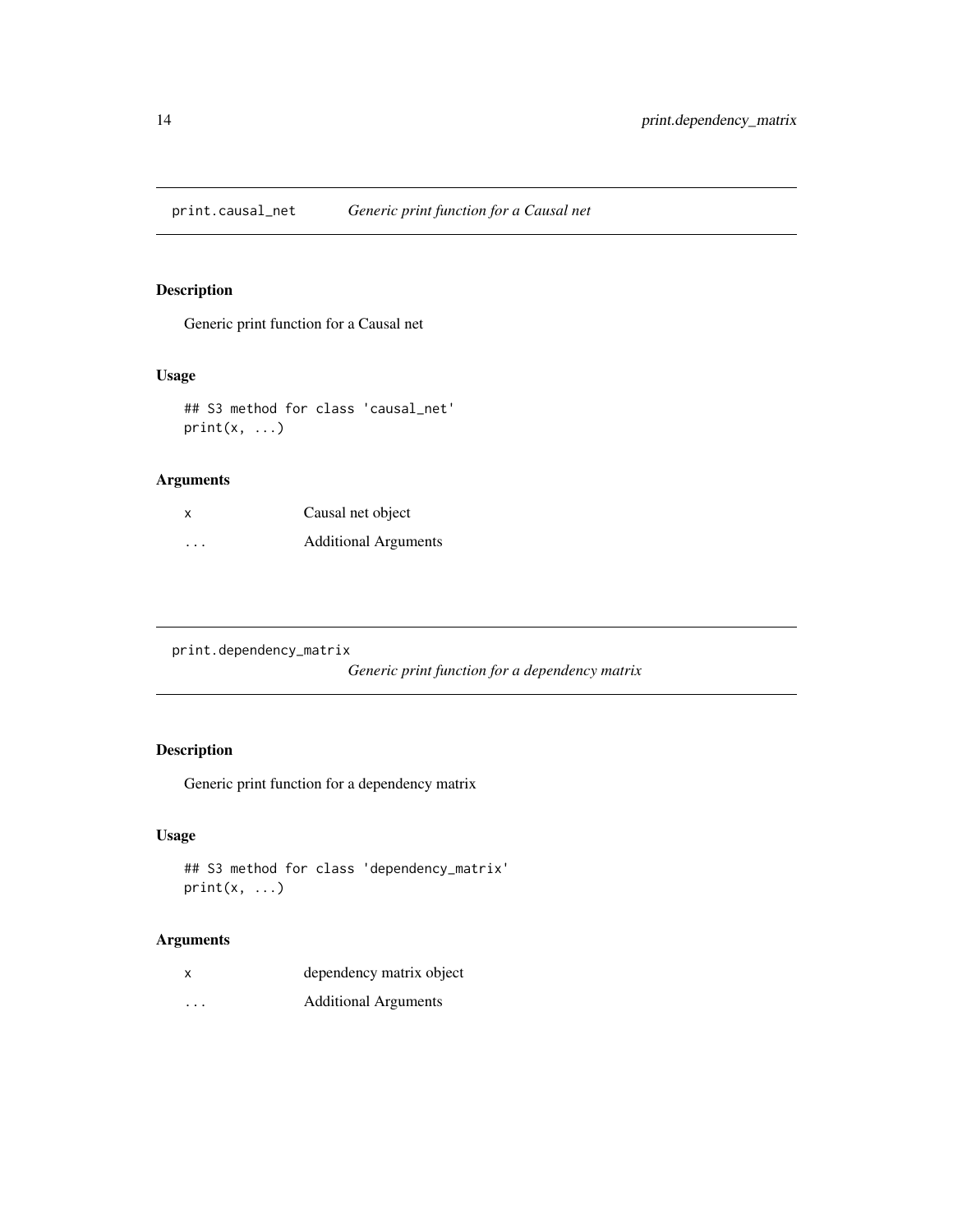## print.causal_net — *Generic print function for a Causal net*

### Description

Generic print function for a Causal net

### Usage

```
## S3 method for class 'causal_net'
print(x, ...)
```

### Arguments

| | |
|---|---|
| x | Causal net object |
| ... | Additional Arguments |

## print.dependency_matrix — *Generic print function for a dependency matrix*

### Description

Generic print function for a dependency matrix

### Usage

```
## S3 method for class 'dependency_matrix'
print(x, ...)
```

### Arguments

| | |
|---|---|
| x | dependency matrix object |
| ... | Additional Arguments |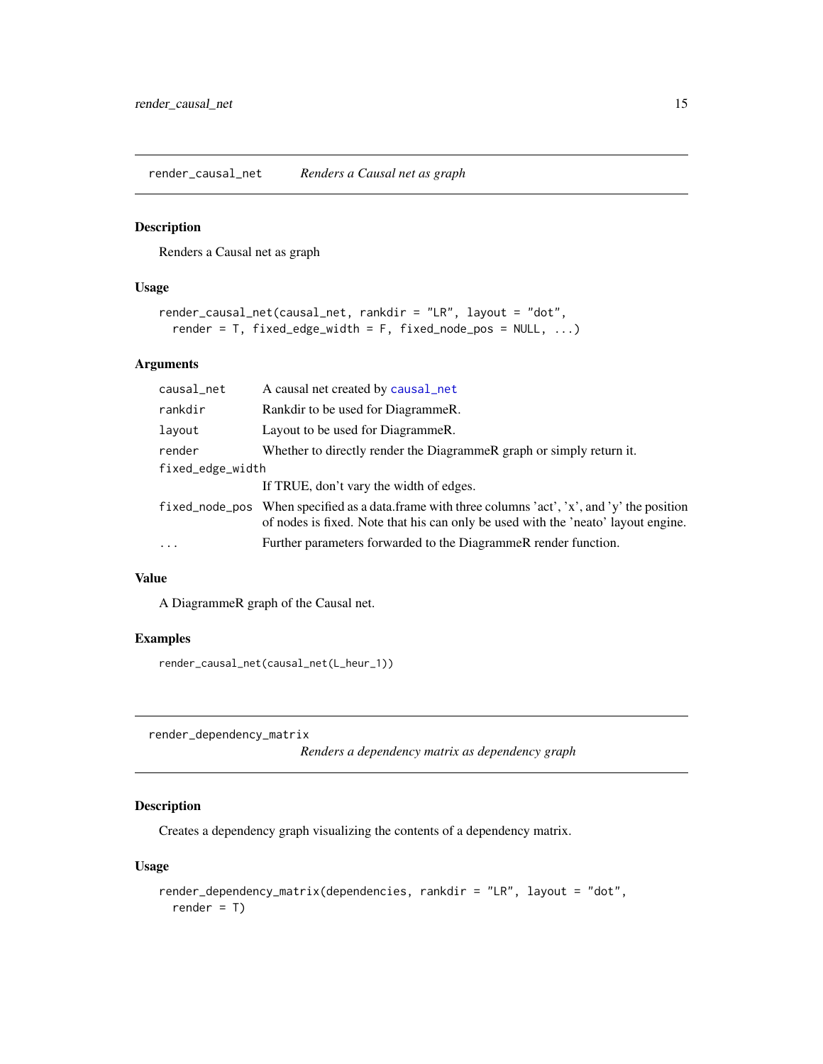## render_causal_net    *Renders a Causal net as graph*

### Description

Renders a Causal net as graph

### Usage

```
render_causal_net(causal_net, rankdir = "LR", layout = "dot",
  render = T, fixed_edge_width = F, fixed_node_pos = NULL, ...)
```

### Arguments

| | |
|---|---|
| `causal_net` | A causal net created by `causal_net` |
| `rankdir` | Rankdir to be used for DiagrammeR. |
| `layout` | Layout to be used for DiagrammeR. |
| `render` | Whether to directly render the DiagrammeR graph or simply return it. |
| `fixed_edge_width` | If TRUE, don't vary the width of edges. |
| `fixed_node_pos` | When specified as a data.frame with three columns 'act', 'x', and 'y' the position of nodes is fixed. Note that his can only be used with the 'neato' layout engine. |
| `...` | Further parameters forwarded to the DiagrammeR render function. |

### Value

A DiagrammeR graph of the Causal net.

### Examples

```
render_causal_net(causal_net(L_heur_1))
```

## render_dependency_matrix    *Renders a dependency matrix as dependency graph*

### Description

Creates a dependency graph visualizing the contents of a dependency matrix.

### Usage

```
render_dependency_matrix(dependencies, rankdir = "LR", layout = "dot",
  render = T)
```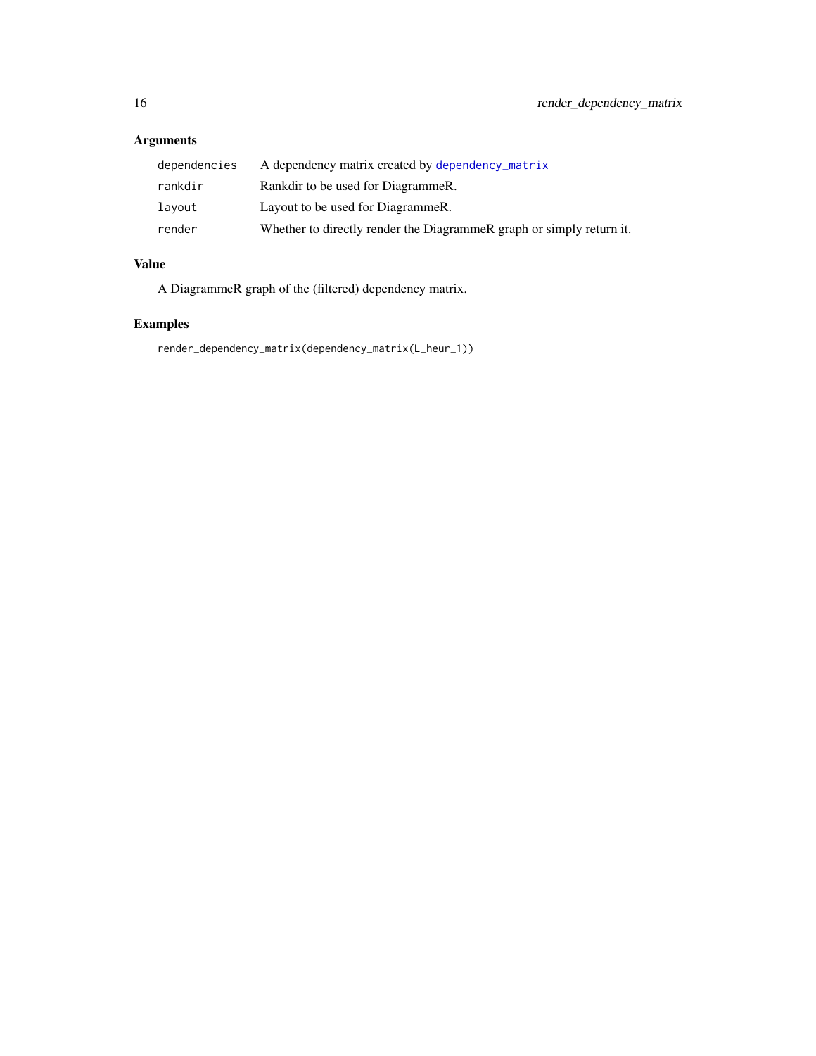## Arguments

| | |
|---|---|
| `dependencies` | A dependency matrix created by `dependency_matrix` |
| `rankdir` | Rankdir to be used for DiagrammeR. |
| `layout` | Layout to be used for DiagrammeR. |
| `render` | Whether to directly render the DiagrammeR graph or simply return it. |

## Value

A DiagrammeR graph of the (filtered) dependency matrix.

## Examples

```
render_dependency_matrix(dependency_matrix(L_heur_1))
```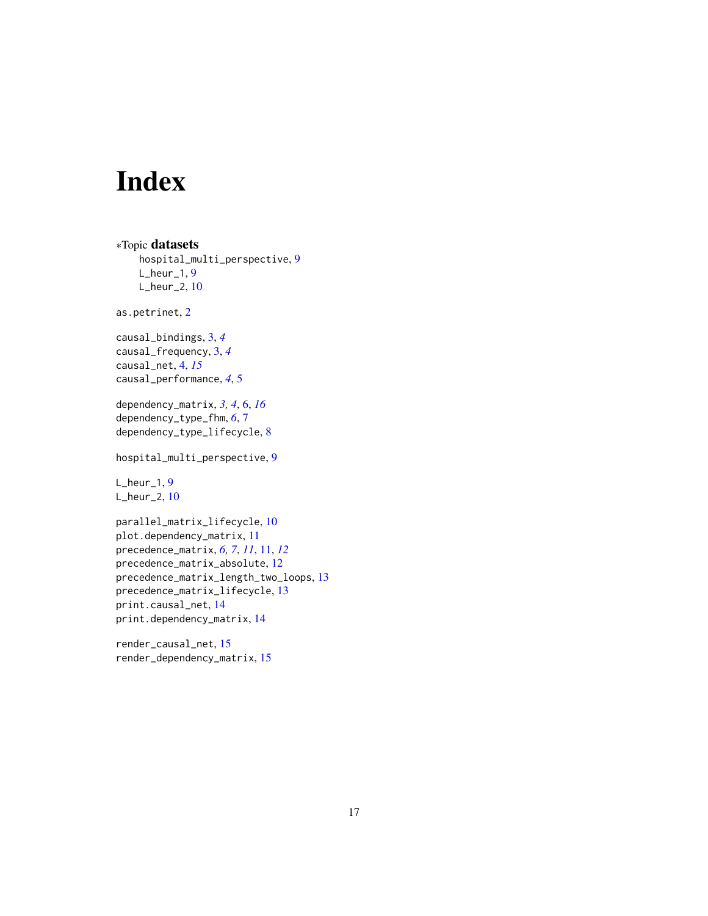# Index

∗Topic **datasets**

- hospital_multi_perspective, 9
- L_heur_1, 9
- L_heur_2, 10

as.petrinet, 2

causal_bindings, 3, *4*
causal_frequency, 3, *4*
causal_net, 4, *15*
causal_performance, *4*, 5

dependency_matrix, *3, 4*, 6, *16*
dependency_type_fhm, *6*, 7
dependency_type_lifecycle, 8

hospital_multi_perspective, 9

L_heur_1, 9
L_heur_2, 10

parallel_matrix_lifecycle, 10
plot.dependency_matrix, 11
precedence_matrix, *6, 7*, *11*, 11, *12*
precedence_matrix_absolute, 12
precedence_matrix_length_two_loops, 13
precedence_matrix_lifecycle, 13
print.causal_net, 14
print.dependency_matrix, 14

render_causal_net, 15
render_dependency_matrix, 15